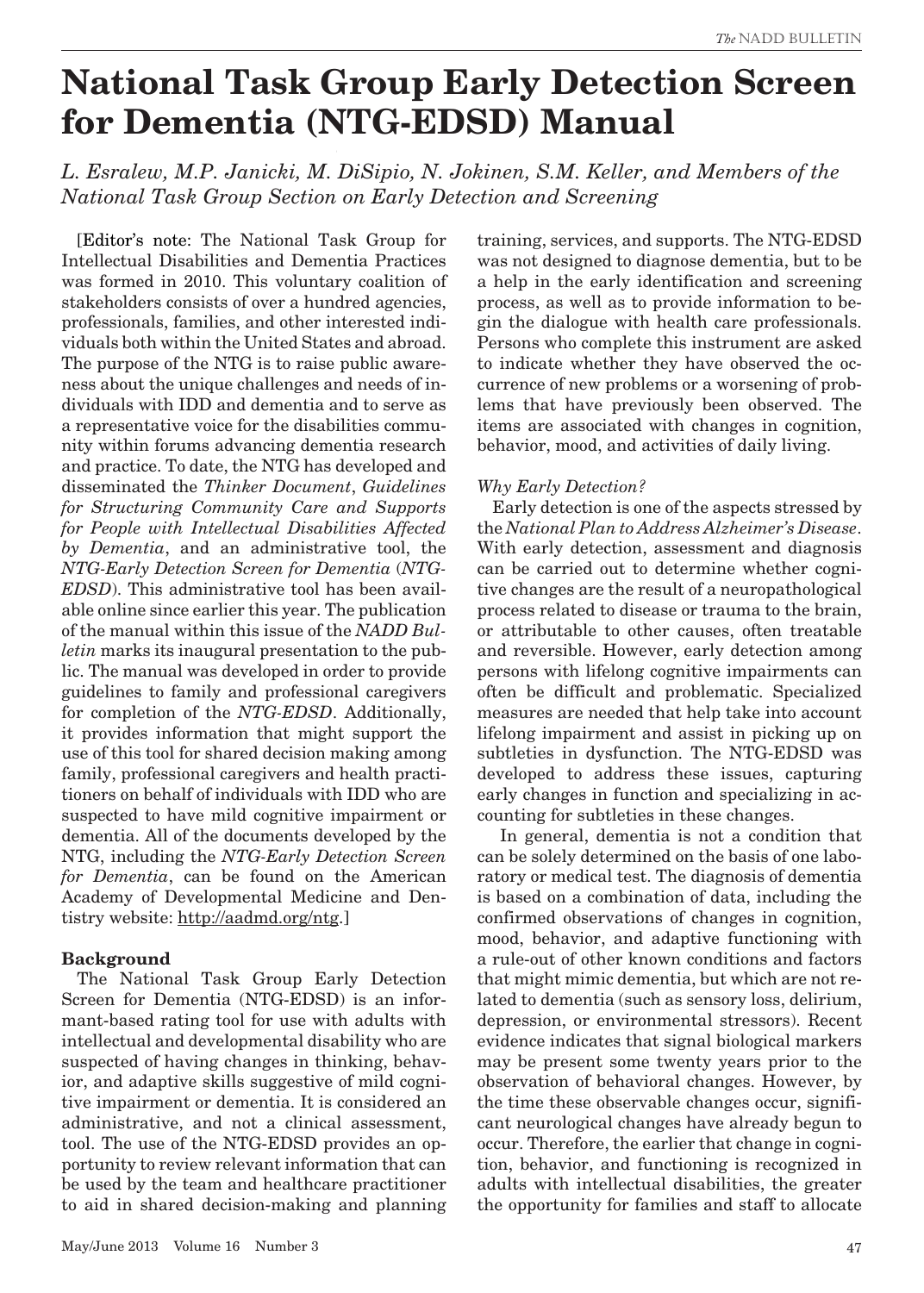# National Task Group Early Detection Screen for Dementia (NTG-EDSD) Manual

*L. Esralew, M.P. Janicki, M. DiSipio, N. Jokinen, S.M. Keller, and Members of the National Task Group Section on Early Detection and Screening*

[Editor's note: The National Task Group for Intellectual Disabilities and Dementia Practices was formed in 2010. This voluntary coalition of stakeholders consists of over a hundred agencies, professionals, families, and other interested individuals both within the United States and abroad. The purpose of the NTG is to raise public awareness about the unique challenges and needs of individuals with IDD and dementia and to serve as a representative voice for the disabilities community within forums advancing dementia research and practice. To date, the NTG has developed and disseminated the *Thinker Document*, *Guidelines for Structuring Community Care and Supports for People with Intellectual Disabilities Affected by Dementia*, and an administrative tool, the *NTG-Early Detection Screen for Dementia* (*NTG-EDSD*). This administrative tool has been available online since earlier this year. The publication of the manual within this issue of the *NADD Bulletin* marks its inaugural presentation to the public. The manual was developed in order to provide guidelines to family and professional caregivers for completion of the *NTG-EDSD*. Additionally, it provides information that might support the use of this tool for shared decision making among family, professional caregivers and health practitioners on behalf of individuals with IDD who are suspected to have mild cognitive impairment or dementia. All of the documents developed by the NTG, including the *NTG-Early Detection Screen for Dementia*, can be found on the American Academy of Developmental Medicine and Dentistry website: http://aadmd.org/ntg.]

## Background

The National Task Group Early Detection Screen for Dementia (NTG-EDSD) is an informant-based rating tool for use with adults with intellectual and developmental disability who are suspected of having changes in thinking, behavior, and adaptive skills suggestive of mild cognitive impairment or dementia. It is considered an administrative, and not a clinical assessment, tool. The use of the NTG-EDSD provides an opportunity to review relevant information that can be used by the team and healthcare practitioner to aid in shared decision-making and planning training, services, and supports. The NTG-EDSD was not designed to diagnose dementia, but to be a help in the early identification and screening process, as well as to provide information to begin the dialogue with health care professionals. Persons who complete this instrument are asked to indicate whether they have observed the occurrence of new problems or a worsening of problems that have previously been observed. The items are associated with changes in cognition, behavior, mood, and activities of daily living.

*Why Early Detection?*

Early detection is one of the aspects stressed by the *National Plan to Address Alzheimer's Disease*. With early detection, assessment and diagnosis can be carried out to determine whether cognitive changes are the result of a neuropathological process related to disease or trauma to the brain, or attributable to other causes, often treatable and reversible. However, early detection among persons with lifelong cognitive impairments can often be difficult and problematic. Specialized measures are needed that help take into account lifelong impairment and assist in picking up on subtleties in dysfunction. The NTG-EDSD was developed to address these issues, capturing early changes in function and specializing in accounting for subtleties in these changes.

In general, dementia is not a condition that can be solely determined on the basis of one laboratory or medical test. The diagnosis of dementia is based on a combination of data, including the confirmed observations of changes in cognition, mood, behavior, and adaptive functioning with a rule-out of other known conditions and factors that might mimic dementia, but which are not related to dementia (such as sensory loss, delirium, depression, or environmental stressors). Recent evidence indicates that signal biological markers may be present some twenty years prior to the observation of behavioral changes. However, by the time these observable changes occur, significant neurological changes have already begun to occur. Therefore, the earlier that change in cognition, behavior, and functioning is recognized in adults with intellectual disabilities, the greater the opportunity for families and staff to allocate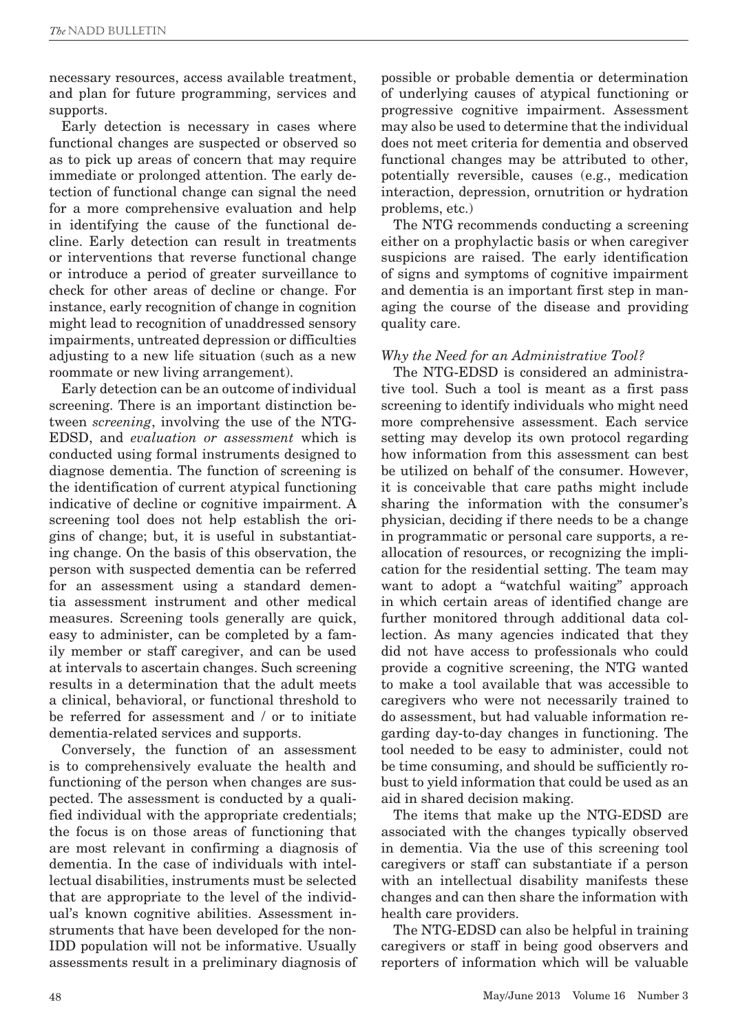necessary resources, access available treatment, and plan for future programming, services and supports.

Early detection is necessary in cases where functional changes are suspected or observed so as to pick up areas of concern that may require immediate or prolonged attention. The early detection of functional change can signal the need for a more comprehensive evaluation and help in identifying the cause of the functional decline. Early detection can result in treatments or interventions that reverse functional change or introduce a period of greater surveillance to check for other areas of decline or change. For instance, early recognition of change in cognition might lead to recognition of unaddressed sensory impairments, untreated depression or difficulties adjusting to a new life situation (such as a new roommate or new living arrangement).

Early detection can be an outcome of individual screening. There is an important distinction between *screening*, involving the use of the NTG-EDSD, and *evaluation or assessment* which is conducted using formal instruments designed to diagnose dementia. The function of screening is the identification of current atypical functioning indicative of decline or cognitive impairment. A screening tool does not help establish the origins of change; but, it is useful in substantiating change. On the basis of this observation, the person with suspected dementia can be referred for an assessment using a standard dementia assessment instrument and other medical measures. Screening tools generally are quick, easy to administer, can be completed by a family member or staff caregiver, and can be used at intervals to ascertain changes. Such screening results in a determination that the adult meets a clinical, behavioral, or functional threshold to be referred for assessment and / or to initiate dementia-related services and supports.

Conversely, the function of an assessment is to comprehensively evaluate the health and functioning of the person when changes are suspected. The assessment is conducted by a qualified individual with the appropriate credentials; the focus is on those areas of functioning that are most relevant in confirming a diagnosis of dementia. In the case of individuals with intellectual disabilities, instruments must be selected that are appropriate to the level of the individual's known cognitive abilities. Assessment instruments that have been developed for the non-IDD population will not be informative. Usually assessments result in a preliminary diagnosis of possible or probable dementia or determination of underlying causes of atypical functioning or progressive cognitive impairment. Assessment may also be used to determine that the individual does not meet criteria for dementia and observed functional changes may be attributed to other, potentially reversible, causes (e.g., medication interaction, depression, ornutrition or hydration problems, etc.)

The NTG recommends conducting a screening either on a prophylactic basis or when caregiver suspicions are raised. The early identification of signs and symptoms of cognitive impairment and dementia is an important first step in managing the course of the disease and providing quality care.

### *Why the Need for an Administrative Tool?*

The NTG-EDSD is considered an administrative tool. Such a tool is meant as a first pass screening to identify individuals who might need more comprehensive assessment. Each service setting may develop its own protocol regarding how information from this assessment can best be utilized on behalf of the consumer. However, it is conceivable that care paths might include sharing the information with the consumer's physician, deciding if there needs to be a change in programmatic or personal care supports, a reallocation of resources, or recognizing the implication for the residential setting. The team may want to adopt a "watchful waiting" approach in which certain areas of identified change are further monitored through additional data collection. As many agencies indicated that they did not have access to professionals who could provide a cognitive screening, the NTG wanted to make a tool available that was accessible to caregivers who were not necessarily trained to do assessment, but had valuable information regarding day-to-day changes in functioning. The tool needed to be easy to administer, could not be time consuming, and should be sufficiently robust to yield information that could be used as an aid in shared decision making.

The items that make up the NTG-EDSD are associated with the changes typically observed in dementia. Via the use of this screening tool caregivers or staff can substantiate if a person with an intellectual disability manifests these changes and can then share the information with health care providers.

The NTG-EDSD can also be helpful in training caregivers or staff in being good observers and reporters of information which will be valuable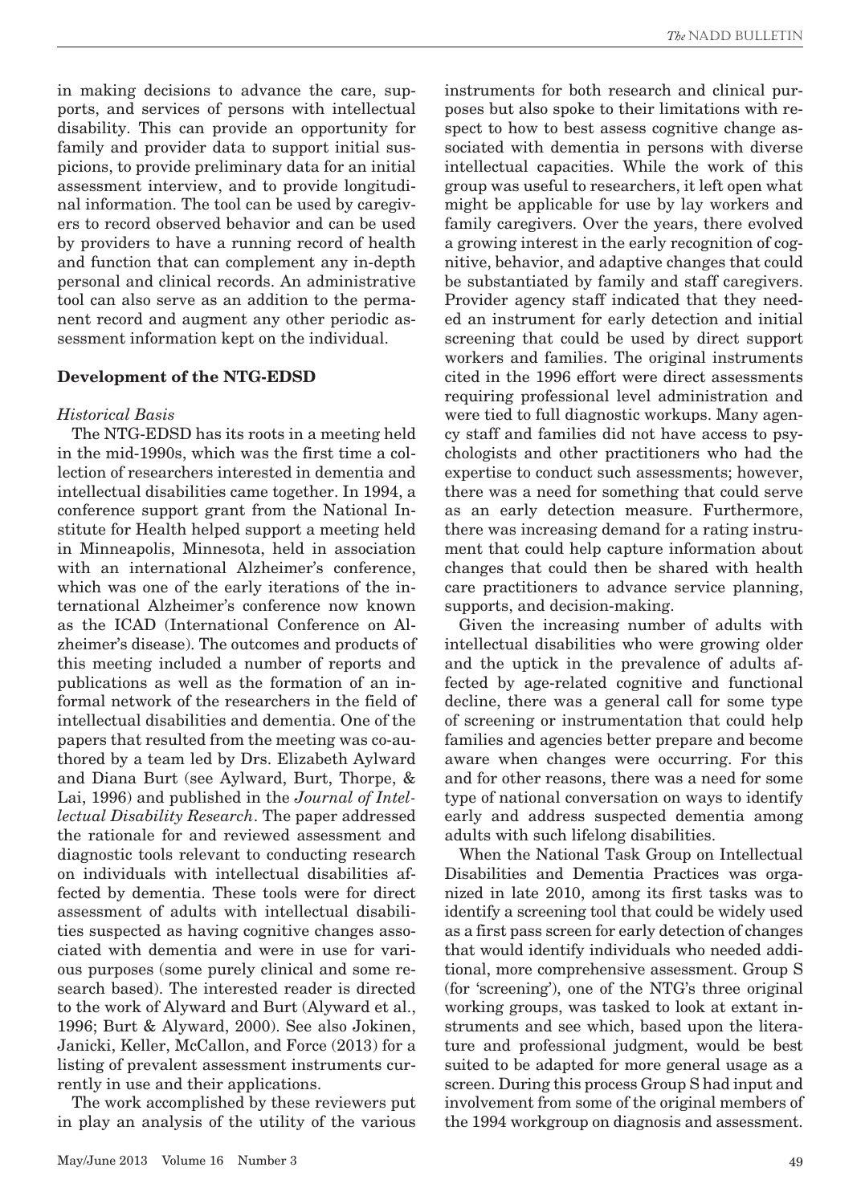in making decisions to advance the care, supports, and services of persons with intellectual disability. This can provide an opportunity for family and provider data to support initial suspicions, to provide preliminary data for an initial assessment interview, and to provide longitudinal information. The tool can be used by caregivers to record observed behavior and can be used by providers to have a running record of health and function that can complement any in-depth personal and clinical records. An administrative tool can also serve as an addition to the permanent record and augment any other periodic assessment information kept on the individual.

## Development of the NTG-EDSD

### *Historical Basis*

The NTG-EDSD has its roots in a meeting held in the mid-1990s, which was the first time a collection of researchers interested in dementia and intellectual disabilities came together. In 1994, a conference support grant from the National Institute for Health helped support a meeting held in Minneapolis, Minnesota, held in association with an international Alzheimer's conference, which was one of the early iterations of the international Alzheimer's conference now known as the ICAD (International Conference on Alzheimer's disease). The outcomes and products of this meeting included a number of reports and publications as well as the formation of an informal network of the researchers in the field of intellectual disabilities and dementia. One of the papers that resulted from the meeting was co-authored by a team led by Drs. Elizabeth Aylward and Diana Burt (see Aylward, Burt, Thorpe, & Lai, 1996) and published in the *Journal of Intellectual Disability Research*. The paper addressed the rationale for and reviewed assessment and diagnostic tools relevant to conducting research on individuals with intellectual disabilities affected by dementia. These tools were for direct assessment of adults with intellectual disabilities suspected as having cognitive changes associated with dementia and were in use for various purposes (some purely clinical and some research based). The interested reader is directed to the work of Alyward and Burt (Alyward et al., 1996; Burt & Alyward, 2000). See also Jokinen, Janicki, Keller, McCallon, and Force (2013) for a listing of prevalent assessment instruments currently in use and their applications.

The work accomplished by these reviewers put in play an analysis of the utility of the various instruments for both research and clinical purposes but also spoke to their limitations with respect to how to best assess cognitive change associated with dementia in persons with diverse intellectual capacities. While the work of this group was useful to researchers, it left open what might be applicable for use by lay workers and family caregivers. Over the years, there evolved a growing interest in the early recognition of cognitive, behavior, and adaptive changes that could be substantiated by family and staff caregivers. Provider agency staff indicated that they needed an instrument for early detection and initial screening that could be used by direct support workers and families. The original instruments cited in the 1996 effort were direct assessments requiring professional level administration and were tied to full diagnostic workups. Many agency staff and families did not have access to psychologists and other practitioners who had the expertise to conduct such assessments; however, there was a need for something that could serve as an early detection measure. Furthermore, there was increasing demand for a rating instrument that could help capture information about changes that could then be shared with health care practitioners to advance service planning, supports, and decision-making.

Given the increasing number of adults with intellectual disabilities who were growing older and the uptick in the prevalence of adults affected by age-related cognitive and functional decline, there was a general call for some type of screening or instrumentation that could help families and agencies better prepare and become aware when changes were occurring. For this and for other reasons, there was a need for some type of national conversation on ways to identify early and address suspected dementia among adults with such lifelong disabilities.

When the National Task Group on Intellectual Disabilities and Dementia Practices was organized in late 2010, among its first tasks was to identify a screening tool that could be widely used as a first pass screen for early detection of changes that would identify individuals who needed additional, more comprehensive assessment. Group S (for 'screening'), one of the NTG's three original working groups, was tasked to look at extant instruments and see which, based upon the literature and professional judgment, would be best suited to be adapted for more general usage as a screen. During this process Group S had input and involvement from some of the original members of the 1994 workgroup on diagnosis and assessment.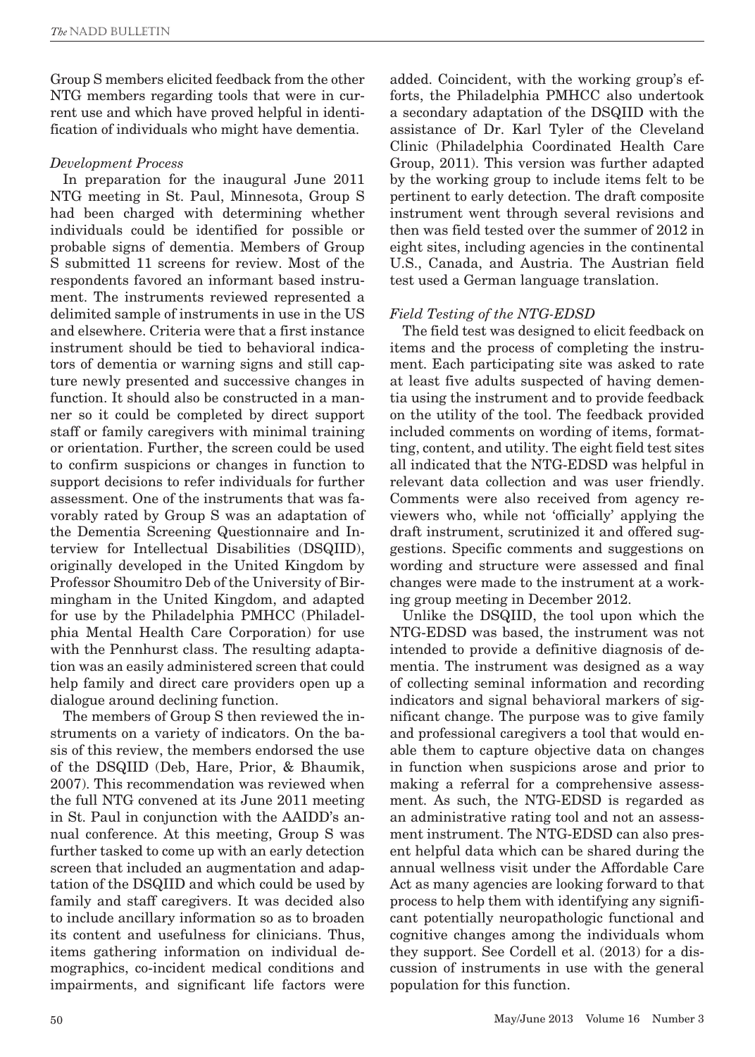Group S members elicited feedback from the other NTG members regarding tools that were in current use and which have proved helpful in identification of individuals who might have dementia.

*Development Process*

In preparation for the inaugural June 2011 NTG meeting in St. Paul, Minnesota, Group S had been charged with determining whether individuals could be identified for possible or probable signs of dementia. Members of Group S submitted 11 screens for review. Most of the respondents favored an informant based instrument. The instruments reviewed represented a delimited sample of instruments in use in the US and elsewhere. Criteria were that a first instance instrument should be tied to behavioral indicators of dementia or warning signs and still capture newly presented and successive changes in function. It should also be constructed in a manner so it could be completed by direct support staff or family caregivers with minimal training or orientation. Further, the screen could be used to confirm suspicions or changes in function to support decisions to refer individuals for further assessment. One of the instruments that was favorably rated by Group S was an adaptation of the Dementia Screening Questionnaire and Interview for Intellectual Disabilities (DSQIID), originally developed in the United Kingdom by Professor Shoumitro Deb of the University of Birmingham in the United Kingdom, and adapted for use by the Philadelphia PMHCC (Philadelphia Mental Health Care Corporation) for use with the Pennhurst class. The resulting adaptation was an easily administered screen that could help family and direct care providers open up a dialogue around declining function.

The members of Group S then reviewed the instruments on a variety of indicators. On the basis of this review, the members endorsed the use of the DSQIID (Deb, Hare, Prior, & Bhaumik, 2007). This recommendation was reviewed when the full NTG convened at its June 2011 meeting in St. Paul in conjunction with the AAIDD's annual conference. At this meeting, Group S was further tasked to come up with an early detection screen that included an augmentation and adaptation of the DSQIID and which could be used by family and staff caregivers. It was decided also to include ancillary information so as to broaden its content and usefulness for clinicians. Thus, items gathering information on individual demographics, co-incident medical conditions and impairments, and significant life factors were added. Coincident, with the working group's efforts, the Philadelphia PMHCC also undertook a secondary adaptation of the DSQIID with the assistance of Dr. Karl Tyler of the Cleveland Clinic (Philadelphia Coordinated Health Care Group, 2011). This version was further adapted by the working group to include items felt to be pertinent to early detection. The draft composite instrument went through several revisions and then was field tested over the summer of 2012 in eight sites, including agencies in the continental U.S., Canada, and Austria. The Austrian field test used a German language translation.

*Field Testing of the NTG-EDSD*

The field test was designed to elicit feedback on items and the process of completing the instrument. Each participating site was asked to rate at least five adults suspected of having dementia using the instrument and to provide feedback on the utility of the tool. The feedback provided included comments on wording of items, formatting, content, and utility. The eight field test sites all indicated that the NTG-EDSD was helpful in relevant data collection and was user friendly. Comments were also received from agency reviewers who, while not 'officially' applying the draft instrument, scrutinized it and offered suggestions. Specific comments and suggestions on wording and structure were assessed and final changes were made to the instrument at a working group meeting in December 2012.

Unlike the DSQIID, the tool upon which the NTG-EDSD was based, the instrument was not intended to provide a definitive diagnosis of dementia. The instrument was designed as a way of collecting seminal information and recording indicators and signal behavioral markers of significant change. The purpose was to give family and professional caregivers a tool that would enable them to capture objective data on changes in function when suspicions arose and prior to making a referral for a comprehensive assessment. As such, the NTG-EDSD is regarded as an administrative rating tool and not an assessment instrument. The NTG-EDSD can also present helpful data which can be shared during the annual wellness visit under the Affordable Care Act as many agencies are looking forward to that process to help them with identifying any significant potentially neuropathologic functional and cognitive changes among the individuals whom they support. See Cordell et al. (2013) for a discussion of instruments in use with the general population for this function.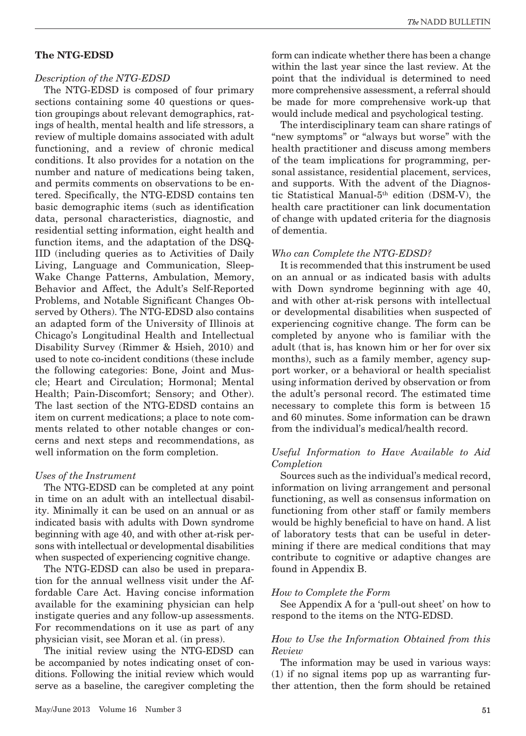## The NTG-EDSD

### *Description of the NTG-EDSD*

The NTG-EDSD is composed of four primary sections containing some 40 questions or question groupings about relevant demographics, ratings of health, mental health and life stressors, a review of multiple domains associated with adult functioning, and a review of chronic medical conditions. It also provides for a notation on the number and nature of medications being taken, and permits comments on observations to be entered. Specifically, the NTG-EDSD contains ten basic demographic items (such as identification data, personal characteristics, diagnostic, and residential setting information, eight health and function items, and the adaptation of the DSQ-IID (including queries as to Activities of Daily Living, Language and Communication, Sleep-Wake Change Patterns, Ambulation, Memory, Behavior and Affect, the Adult's Self-Reported Problems, and Notable Significant Changes Observed by Others). The NTG-EDSD also contains an adapted form of the University of Illinois at Chicago's Longitudinal Health and Intellectual Disability Survey (Rimmer & Hsieh, 2010) and used to note co-incident conditions (these include the following categories: Bone, Joint and Muscle; Heart and Circulation; Hormonal; Mental Health; Pain-Discomfort; Sensory; and Other). The last section of the NTG-EDSD contains an item on current medications; a place to note comments related to other notable changes or concerns and next steps and recommendations, as well information on the form completion.

### *Uses of the Instrument*

The NTG-EDSD can be completed at any point in time on an adult with an intellectual disability. Minimally it can be used on an annual or as indicated basis with adults with Down syndrome beginning with age 40, and with other at-risk persons with intellectual or developmental disabilities when suspected of experiencing cognitive change.

The NTG-EDSD can also be used in preparation for the annual wellness visit under the Affordable Care Act. Having concise information available for the examining physician can help instigate queries and any follow-up assessments. For recommendations on it use as part of any physician visit, see Moran et al. (in press).

The initial review using the NTG-EDSD can be accompanied by notes indicating onset of conditions. Following the initial review which would serve as a baseline, the caregiver completing the form can indicate whether there has been a change within the last year since the last review. At the point that the individual is determined to need more comprehensive assessment, a referral should be made for more comprehensive work-up that would include medical and psychological testing.

The interdisciplinary team can share ratings of "new symptoms" or "always but worse" with the health practitioner and discuss among members of the team implications for programming, personal assistance, residential placement, services, and supports. With the advent of the Diagnostic Statistical Manual-5th edition (DSM-V), the health care practitioner can link documentation of change with updated criteria for the diagnosis of dementia.

### *Who can Complete the NTG-EDSD?*

It is recommended that this instrument be used on an annual or as indicated basis with adults with Down syndrome beginning with age 40, and with other at-risk persons with intellectual or developmental disabilities when suspected of experiencing cognitive change. The form can be completed by anyone who is familiar with the adult (that is, has known him or her for over six months), such as a family member, agency support worker, or a behavioral or health specialist using information derived by observation or from the adult's personal record. The estimated time necessary to complete this form is between 15 and 60 minutes. Some information can be drawn from the individual's medical/health record.

### *Useful Information to Have Available to Aid Completion*

Sources such as the individual's medical record, information on living arrangement and personal functioning, as well as consensus information on functioning from other staff or family members would be highly beneficial to have on hand. A list of laboratory tests that can be useful in determining if there are medical conditions that may contribute to cognitive or adaptive changes are found in Appendix B.

### *How to Complete the Form*

See Appendix A for a 'pull-out sheet' on how to respond to the items on the NTG-EDSD.

### *How to Use the Information Obtained from this Review*

The information may be used in various ways: (1) if no signal items pop up as warranting further attention, then the form should be retained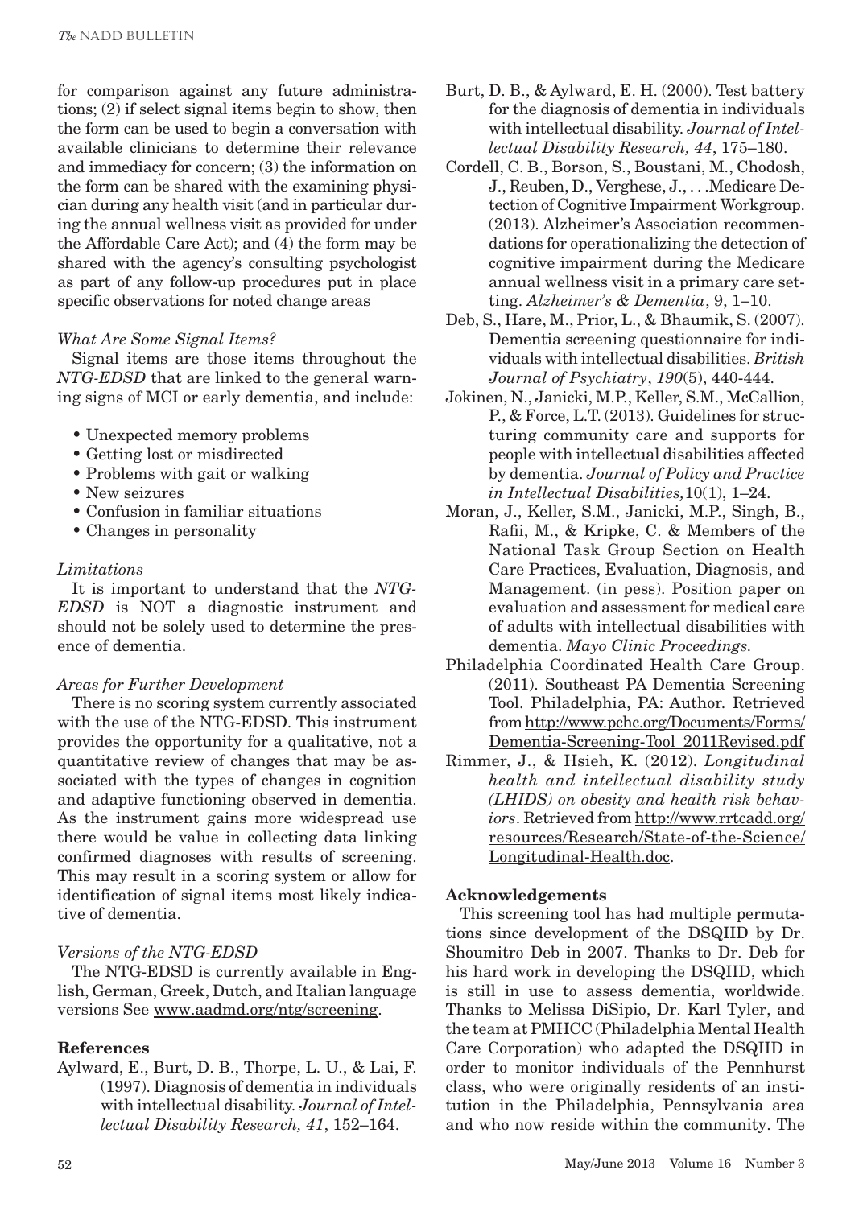for comparison against any future administrations; (2) if select signal items begin to show, then the form can be used to begin a conversation with available clinicians to determine their relevance and immediacy for concern; (3) the information on the form can be shared with the examining physician during any health visit (and in particular during the annual wellness visit as provided for under the Affordable Care Act); and (4) the form may be shared with the agency's consulting psychologist as part of any follow-up procedures put in place specific observations for noted change areas

*What Are Some Signal Items?*

Signal items are those items throughout the *NTG-EDSD* that are linked to the general warning signs of MCI or early dementia, and include:

- Unexpected memory problems
- Getting lost or misdirected
- Problems with gait or walking
- New seizures
- Confusion in familiar situations
- Changes in personality

*Limitations*

It is important to understand that the *NTG-EDSD* is NOT a diagnostic instrument and should not be solely used to determine the presence of dementia.

*Areas for Further Development*

There is no scoring system currently associated with the use of the NTG-EDSD. This instrument provides the opportunity for a qualitative, not a quantitative review of changes that may be associated with the types of changes in cognition and adaptive functioning observed in dementia. As the instrument gains more widespread use there would be value in collecting data linking confirmed diagnoses with results of screening. This may result in a scoring system or allow for identification of signal items most likely indicative of dementia.

*Versions of the NTG-EDSD*

The NTG-EDSD is currently available in English, German, Greek, Dutch, and Italian language versions See www.aadmd.org/ntg/screening.

**References**

Aylward, E., Burt, D. B., Thorpe, L. U., & Lai, F. (1997). Diagnosis of dementia in individuals with intellectual disability. *Journal of Intellectual Disability Research, 41*, 152–164.

Burt, D. B., & Aylward, E. H. (2000). Test battery for the diagnosis of dementia in individuals with intellectual disability. *Journal of Intellectual Disability Research, 44*, 175–180.

Cordell, C. B., Borson, S., Boustani, M., Chodosh, J., Reuben, D., Verghese, J., . . .Medicare Detection of Cognitive Impairment Workgroup. (2013). Alzheimer's Association recommendations for operationalizing the detection of cognitive impairment during the Medicare annual wellness visit in a primary care setting. *Alzheimer's & Dementia*, 9, 1–10.

Deb, S., Hare, M., Prior, L., & Bhaumik, S. (2007). Dementia screening questionnaire for individuals with intellectual disabilities. *British Journal of Psychiatry*, *190*(5), 440-444.

Jokinen, N., Janicki, M.P., Keller, S.M., McCallion, P., & Force, L.T. (2013). Guidelines for structuring community care and supports for people with intellectual disabilities affected by dementia. *Journal of Policy and Practice in Intellectual Disabilities,*10(1), 1–24.

Moran, J., Keller, S.M., Janicki, M.P., Singh, B., Rafii, M., & Kripke, C. & Members of the National Task Group Section on Health Care Practices, Evaluation, Diagnosis, and Management. (in pess). Position paper on evaluation and assessment for medical care of adults with intellectual disabilities with dementia. *Mayo Clinic Proceedings.*

Philadelphia Coordinated Health Care Group. (2011). Southeast PA Dementia Screening Tool. Philadelphia, PA: Author. Retrieved from http://www.pchc.org/Documents/Forms/Dementia-Screening-Tool_2011Revised.pdf

Rimmer, J., & Hsieh, K. (2012). *Longitudinal health and intellectual disability study (LHIDS) on obesity and health risk behaviors*. Retrieved from http://www.rrtcadd.org/resources/Research/State-of-the-Science/Longitudinal-Health.doc.

**Acknowledgements**

This screening tool has had multiple permutations since development of the DSQIID by Dr. Shoumitro Deb in 2007. Thanks to Dr. Deb for his hard work in developing the DSQIID, which is still in use to assess dementia, worldwide. Thanks to Melissa DiSipio, Dr. Karl Tyler, and the team at PMHCC (Philadelphia Mental Health Care Corporation) who adapted the DSQIID in order to monitor individuals of the Pennhurst class, who were originally residents of an institution in the Philadelphia, Pennsylvania area and who now reside within the community. The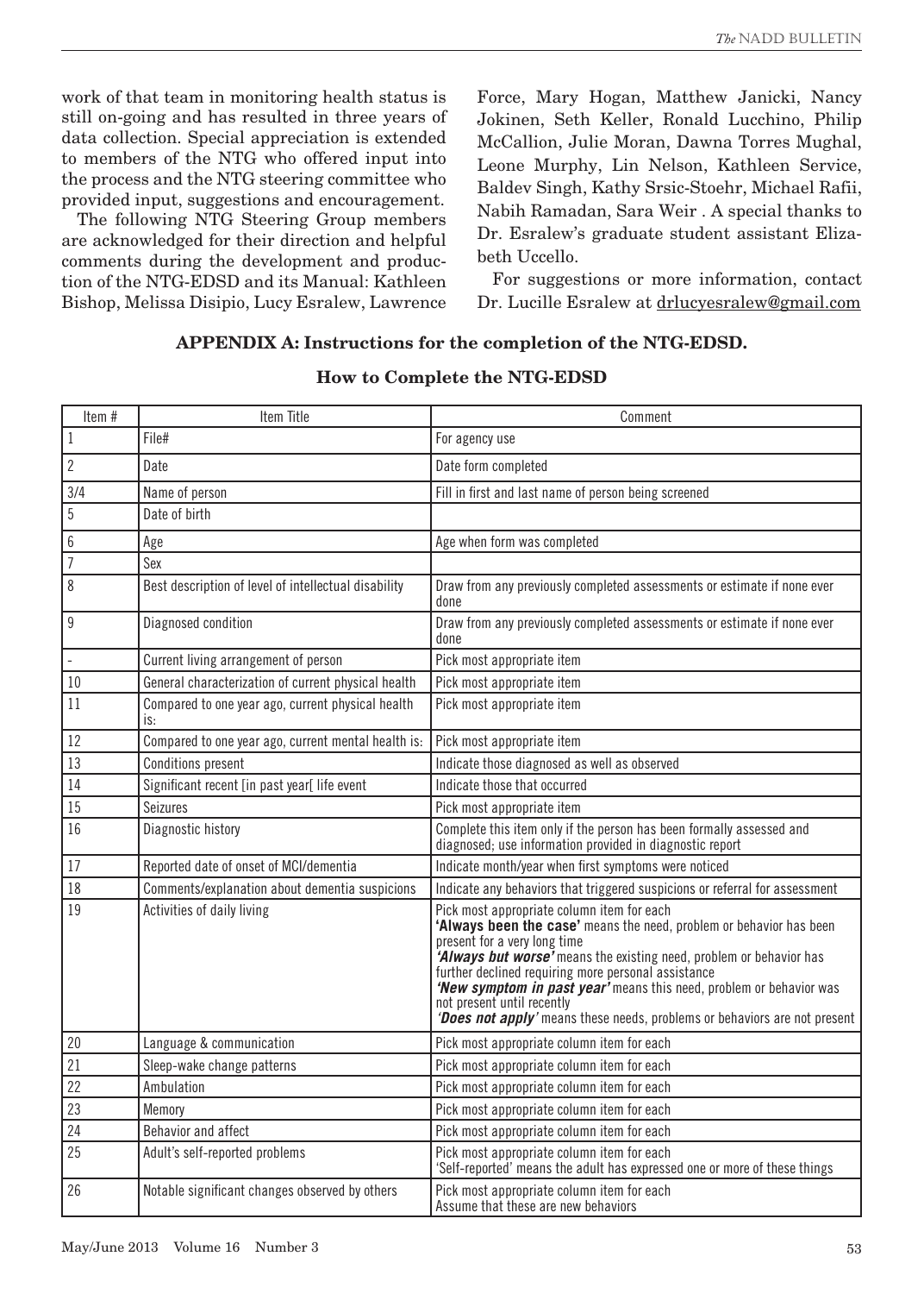work of that team in monitoring health status is still on-going and has resulted in three years of data collection. Special appreciation is extended to members of the NTG who offered input into the process and the NTG steering committee who provided input, suggestions and encouragement.

The following NTG Steering Group members are acknowledged for their direction and helpful comments during the development and production of the NTG-EDSD and its Manual: Kathleen Bishop, Melissa Disipio, Lucy Esralew, Lawrence Force, Mary Hogan, Matthew Janicki, Nancy Jokinen, Seth Keller, Ronald Lucchino, Philip McCallion, Julie Moran, Dawna Torres Mughal, Leone Murphy, Lin Nelson, Kathleen Service, Baldev Singh, Kathy Srsic-Stoehr, Michael Rafii, Nabih Ramadan, Sara Weir . A special thanks to Dr. Esralew's graduate student assistant Elizabeth Uccello.

For suggestions or more information, contact Dr. Lucille Esralew at drlucyesralew@gmail.com

## APPENDIX A: Instructions for the completion of the NTG-EDSD.

### How to Complete the NTG-EDSD

| Item # | Item Title | Comment |
|---|---|---|
| 1 | File# | For agency use |
| 2 | Date | Date form completed |
| 3/4 | Name of person | Fill in first and last name of person being screened |
| 5 | Date of birth | |
| 6 | Age | Age when form was completed |
| 7 | Sex | |
| 8 | Best description of level of intellectual disability | Draw from any previously completed assessments or estimate if none ever done |
| 9 | Diagnosed condition | Draw from any previously completed assessments or estimate if none ever done |
| - | Current living arrangement of person | Pick most appropriate item |
| 10 | General characterization of current physical health | Pick most appropriate item |
| 11 | Compared to one year ago, current physical health is: | Pick most appropriate item |
| 12 | Compared to one year ago, current mental health is: | Pick most appropriate item |
| 13 | Conditions present | Indicate those diagnosed as well as observed |
| 14 | Significant recent [in past year[ life event | Indicate those that occurred |
| 15 | Seizures | Pick most appropriate item |
| 16 | Diagnostic history | Complete this item only if the person has been formally assessed and diagnosed; use information provided in diagnostic report |
| 17 | Reported date of onset of MCI/dementia | Indicate month/year when first symptoms were noticed |
| 18 | Comments/explanation about dementia suspicions | Indicate any behaviors that triggered suspicions or referral for assessment |
| 19 | Activities of daily living | Pick most appropriate column item for each **'Always been the case'** means the need, problem or behavior has been present for a very long time ***'Always but worse'*** means the existing need, problem or behavior has further declined requiring more personal assistance ***'New symptom in past year'*** means this need, problem or behavior was not present until recently ***'Does not apply'*** means these needs, problems or behaviors are not present |
| 20 | Language & communication | Pick most appropriate column item for each |
| 21 | Sleep-wake change patterns | Pick most appropriate column item for each |
| 22 | Ambulation | Pick most appropriate column item for each |
| 23 | Memory | Pick most appropriate column item for each |
| 24 | Behavior and affect | Pick most appropriate column item for each |
| 25 | Adult's self-reported problems | Pick most appropriate column item for each 'Self-reported' means the adult has expressed one or more of these things |
| 26 | Notable significant changes observed by others | Pick most appropriate column item for each Assume that these are new behaviors |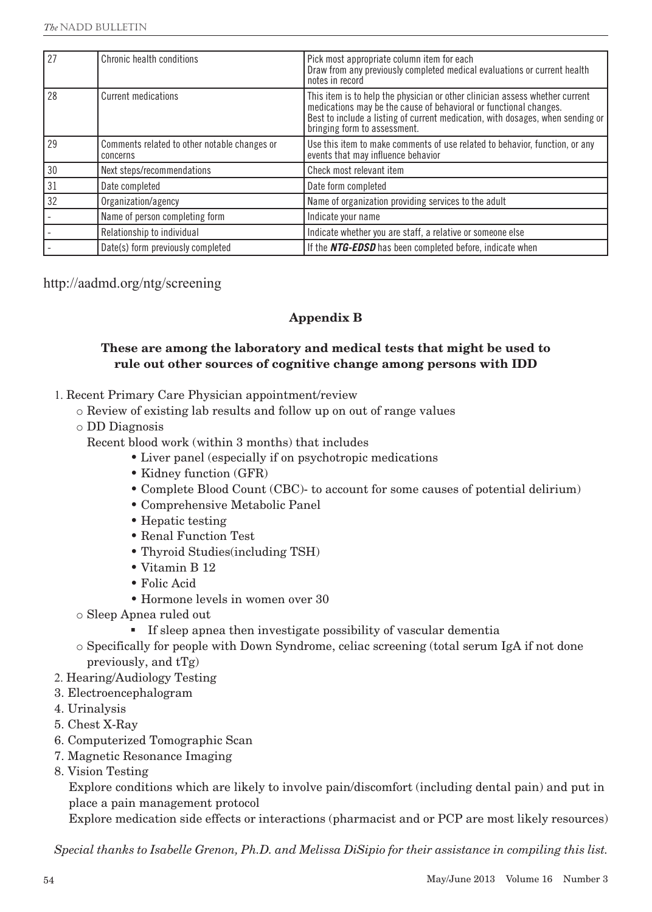| | | |
|---|---|---|
| 27 | Chronic health conditions | Pick most appropriate column item for each<br>Draw from any previously completed medical evaluations or current health notes in record |
| 28 | Current medications | This item is to help the physician or other clinician assess whether current medications may be the cause of behavioral or functional changes.<br>Best to include a listing of current medication, with dosages, when sending or bringing form to assessment. |
| 29 | Comments related to other notable changes or concerns | Use this item to make comments of use related to behavior, function, or any events that may influence behavior |
| 30 | Next steps/recommendations | Check most relevant item |
| 31 | Date completed | Date form completed |
| 32 | Organization/agency | Name of organization providing services to the adult |
| - | Name of person completing form | Indicate your name |
| - | Relationship to individual | Indicate whether you are staff, a relative or someone else |
| - | Date(s) form previously completed | If the ***NTG-EDSD*** has been completed before, indicate when |

http://aadmd.org/ntg/screening

## Appendix B

### These are among the laboratory and medical tests that might be used to rule out other sources of cognitive change among persons with IDD

1. Recent Primary Care Physician appointment/review
   - Review of existing lab results and follow up on out of range values
   - DD Diagnosis

     Recent blood work (within 3 months) that includes
     - Liver panel (especially if on psychotropic medications
     - Kidney function (GFR)
     - Complete Blood Count (CBC)- to account for some causes of potential delirium)
     - Comprehensive Metabolic Panel
     - Hepatic testing
     - Renal Function Test
     - Thyroid Studies(including TSH)
     - Vitamin B 12
     - Folic Acid
     - Hormone levels in women over 30
   - Sleep Apnea ruled out
     - If sleep apnea then investigate possibility of vascular dementia
   - Specifically for people with Down Syndrome, celiac screening (total serum IgA if not done previously, and tTg)
2. Hearing/Audiology Testing
3. Electroencephalogram
4. Urinalysis
5. Chest X-Ray
6. Computerized Tomographic Scan
7. Magnetic Resonance Imaging
8. Vision Testing

   Explore conditions which are likely to involve pain/discomfort (including dental pain) and put in place a pain management protocol

   Explore medication side effects or interactions (pharmacist and or PCP are most likely resources)

*Special thanks to Isabelle Grenon, Ph.D. and Melissa DiSipio for their assistance in compiling this list.*